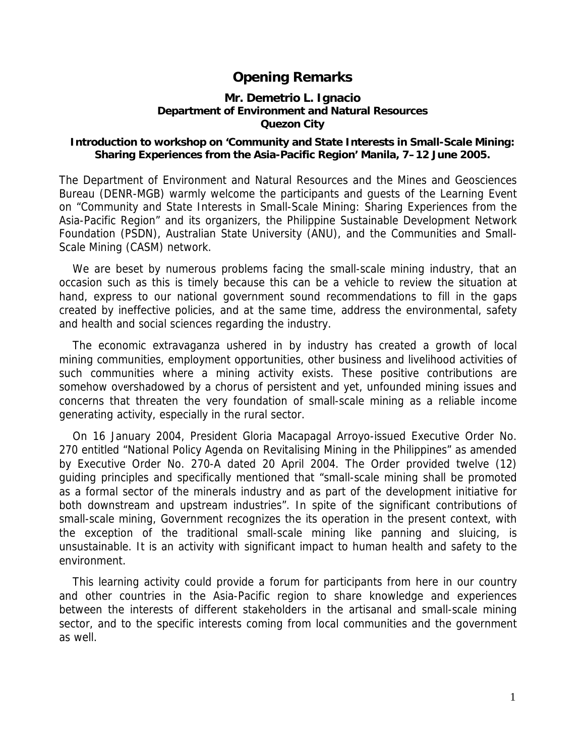# Opening Remarks

**Mr. Demetrio L. Ignacio**
**Department of Environment and Natural Resources**
**Quezon City**

**Introduction to workshop on 'Community and State Interests in Small-Scale Mining: Sharing Experiences from the Asia-Pacific Region' Manila, 7–12 June 2005.**

The Department of Environment and Natural Resources and the Mines and Geosciences Bureau (DENR-MGB) warmly welcome the participants and guests of the Learning Event on "Community and State Interests in Small-Scale Mining: Sharing Experiences from the Asia-Pacific Region" and its organizers, the Philippine Sustainable Development Network Foundation (PSDN), Australian State University (ANU), and the Communities and Small-Scale Mining (CASM) network.

We are beset by numerous problems facing the small-scale mining industry, that an occasion such as this is timely because this can be a vehicle to review the situation at hand, express to our national government sound recommendations to fill in the gaps created by ineffective policies, and at the same time, address the environmental, safety and health and social sciences regarding the industry.

The economic extravaganza ushered in by industry has created a growth of local mining communities, employment opportunities, other business and livelihood activities of such communities where a mining activity exists. These positive contributions are somehow overshadowed by a chorus of persistent and yet, unfounded mining issues and concerns that threaten the very foundation of small-scale mining as a reliable income generating activity, especially in the rural sector.

On 16 January 2004, President Gloria Macapagal Arroyo-issued Executive Order No. 270 entitled "National Policy Agenda on Revitalising Mining in the Philippines" as amended by Executive Order No. 270-A dated 20 April 2004. The Order provided twelve (12) guiding principles and specifically mentioned that "small-scale mining shall be promoted as a formal sector of the minerals industry and as part of the development initiative for both downstream and upstream industries". In spite of the significant contributions of small-scale mining, Government recognizes the its operation in the present context, with the exception of the traditional small-scale mining like panning and sluicing, is unsustainable. It is an activity with significant impact to human health and safety to the environment.

This learning activity could provide a forum for participants from here in our country and other countries in the Asia-Pacific region to share knowledge and experiences between the interests of different stakeholders in the artisanal and small-scale mining sector, and to the specific interests coming from local communities and the government as well.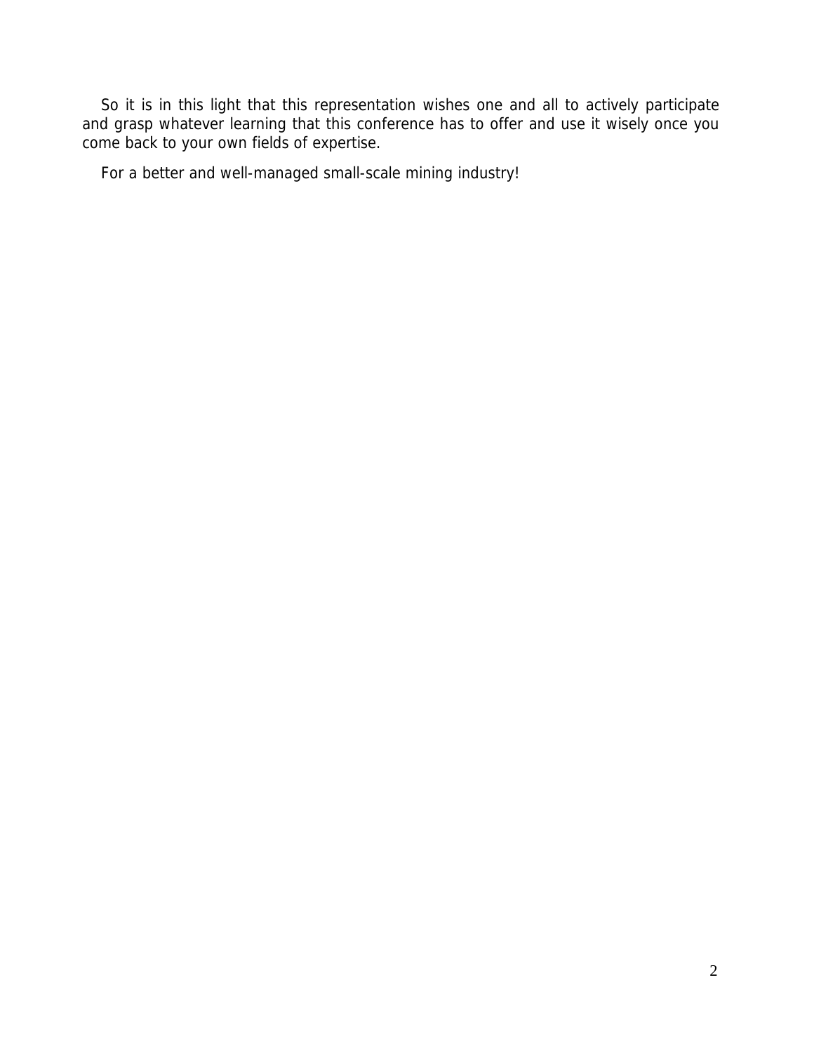So it is in this light that this representation wishes one and all to actively participate and grasp whatever learning that this conference has to offer and use it wisely once you come back to your own fields of expertise.

For a better and well-managed small-scale mining industry!